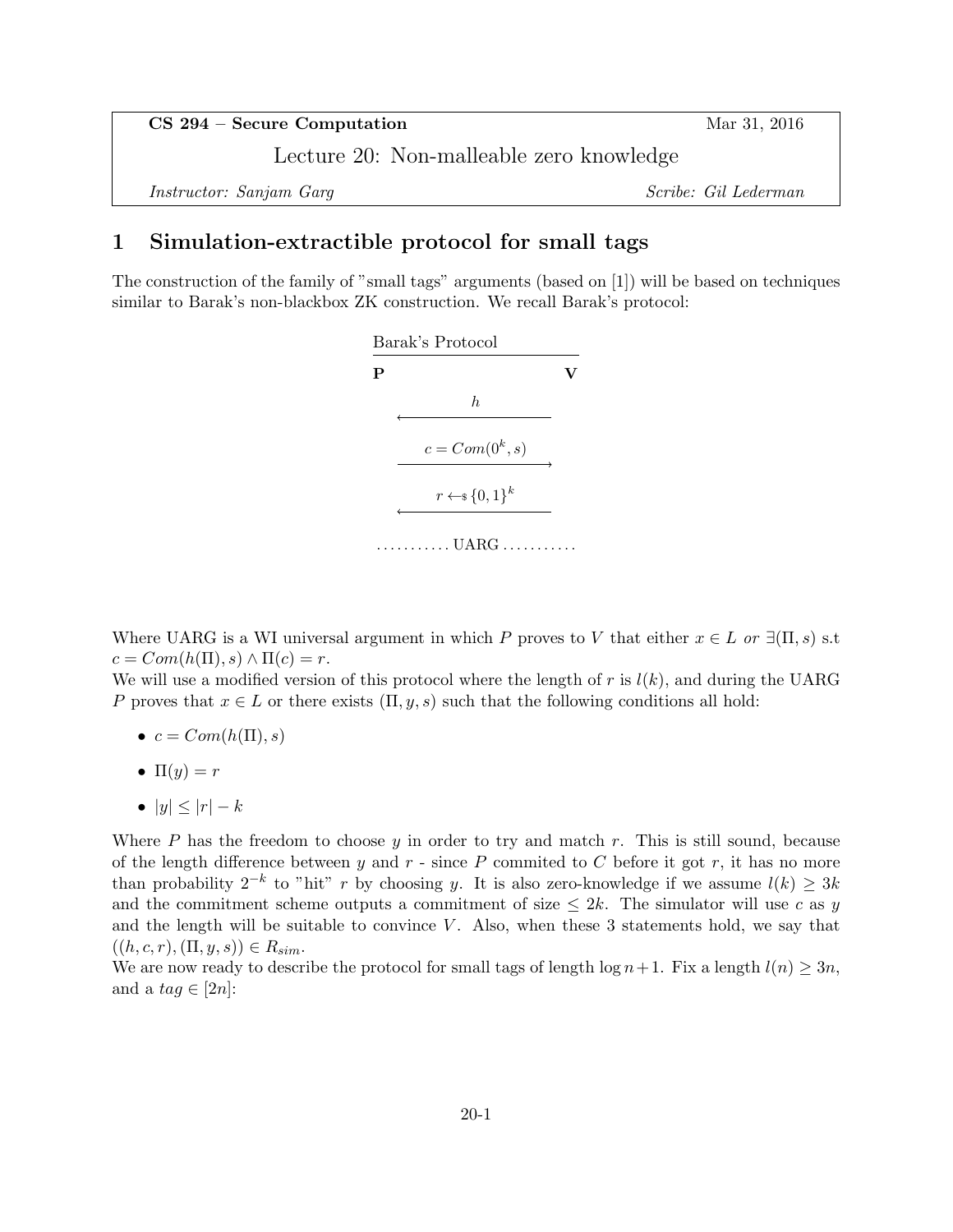**CS 294 – Secure Computation** Mar 31, 2016

Lecture 20: Non-malleable zero knowledge

*Instructor: Sanjam Garg* *Scribe: Gil Lederman*

# 1 Simulation-extractible protocol for small tags

The construction of the family of "small tags" arguments (based on [1]) will be based on techniques similar to Barak's non-blackbox ZK construction. We recall Barak's protocol:

Barak's Protocol

| **P** | | **V** |
|---|---|---|
| | $\xleftarrow{\quad h \quad}$ | |
| | $\xrightarrow{\quad c = Com(0^k, s) \quad}$ | |
| | $\xleftarrow{\quad r \leftarrow_{\$} \{0,1\}^k \quad}$ | |
| | ........... UARG ........... | |

Where UARG is a WI universal argument in which $P$ proves to $V$ that either $x \in L$ *or* $\exists(\Pi, s)$ s.t $c = Com(h(\Pi), s) \wedge \Pi(c) = r$.
We will use a modified version of this protocol where the length of $r$ is $l(k)$, and during the UARG $P$ proves that $x \in L$ or there exists $(\Pi, y, s)$ such that the following conditions all hold:

- $c = Com(h(\Pi), s)$
- $\Pi(y) = r$
- $|y| \leq |r| - k$

Where $P$ has the freedom to choose $y$ in order to try and match $r$. This is still sound, because of the length difference between $y$ and $r$ - since $P$ commited to $C$ before it got $r$, it has no more than probability $2^{-k}$ to "hit" $r$ by choosing $y$. It is also zero-knowledge if we assume $l(k) \geq 3k$ and the commitment scheme outputs a commitment of size $\leq 2k$. The simulator will use $c$ as $y$ and the length will be suitable to convince $V$. Also, when these 3 statements hold, we say that $((h, c, r), (\Pi, y, s)) \in R_{sim}$.
We are now ready to describe the protocol for small tags of length $\log n + 1$. Fix a length $l(n) \geq 3n$, and a $tag \in [2n]$: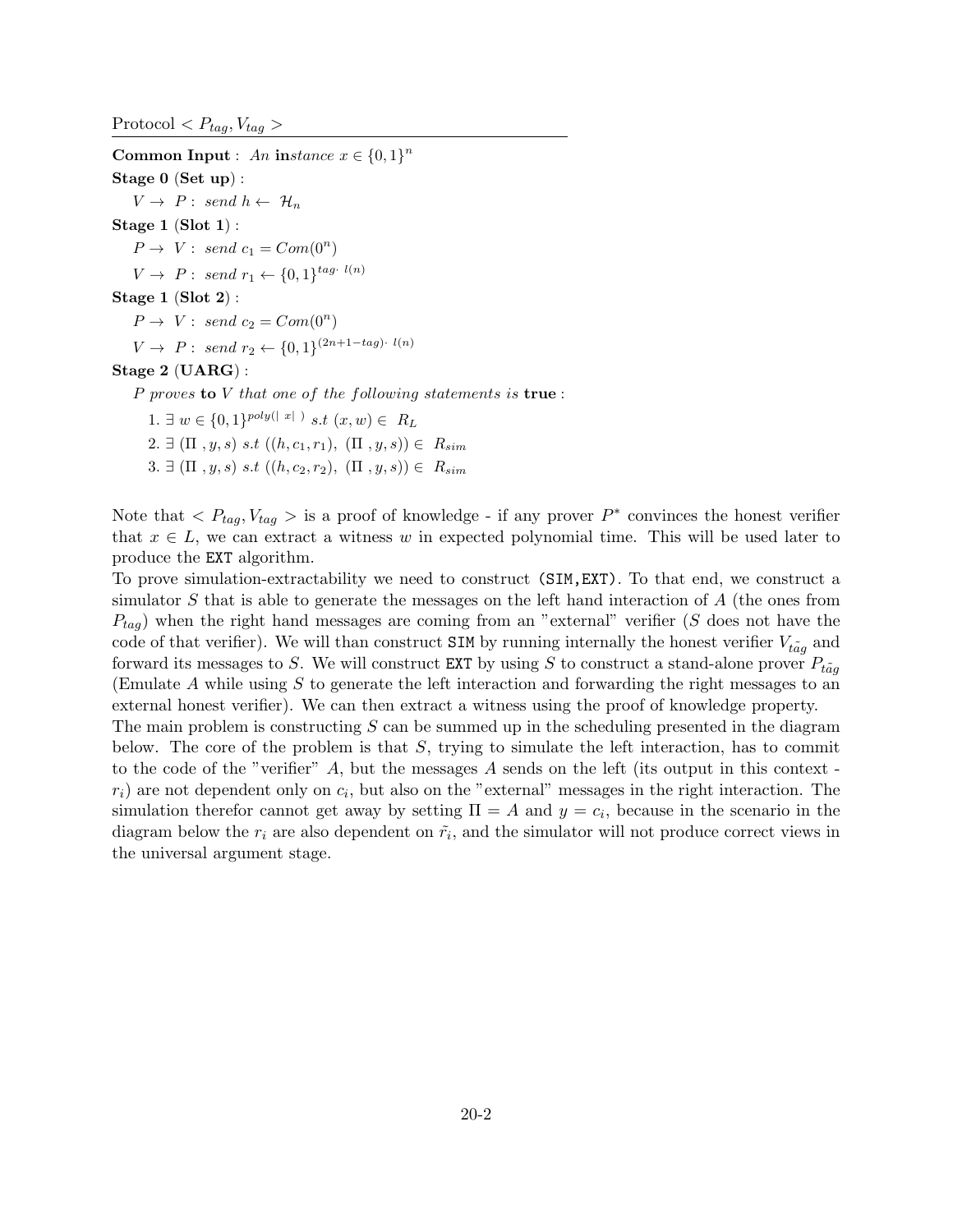Protocol $< P_{tag}, V_{tag} >$

---

**Common Input** : *An* **in***stance* $x \in \{0,1\}^n$

**Stage 0** (**Set up**) :

$V \rightarrow P$ : *send* $h \leftarrow \mathcal{H}_n$

**Stage 1** (**Slot 1**) :

$P \rightarrow V$ : *send* $c_1 = Com(0^n)$

$V \rightarrow P$ : *send* $r_1 \leftarrow \{0,1\}^{tag \cdot l(n)}$

**Stage 1** (**Slot 2**) :

$P \rightarrow V$ : *send* $c_2 = Com(0^n)$

$V \rightarrow P$ : *send* $r_2 \leftarrow \{0,1\}^{(2n+1-tag) \cdot l(n)}$

**Stage 2** (**UARG**) :

*P proves* **to** *V that one of the following statements is* **true** :

1. $\exists\, w \in \{0,1\}^{poly(|x|)}$ *s.t* $(x, w) \in R_L$
2. $\exists\, (\Pi, y, s)$ *s.t* $((h, c_1, r_1), (\Pi, y, s)) \in R_{sim}$
3. $\exists\, (\Pi, y, s)$ *s.t* $((h, c_2, r_2), (\Pi, y, s)) \in R_{sim}$

Note that $< P_{tag}, V_{tag} >$ is a proof of knowledge - if any prover $P^*$ convinces the honest verifier that $x \in L$, we can extract a witness $w$ in expected polynomial time. This will be used later to produce the `EXT` algorithm.

To prove simulation-extractability we need to construct `(SIM,EXT)`. To that end, we construct a simulator $S$ that is able to generate the messages on the left hand interaction of $A$ (the ones from $P_{tag}$) when the right hand messages are coming from an "external" verifier ($S$ does not have the code of that verifier). We will than construct `SIM` by running internally the honest verifier $V_{\tilde{tag}}$ and forward its messages to $S$. We will construct `EXT` by using $S$ to construct a stand-alone prover $P_{\tilde{tag}}$ (Emulate $A$ while using $S$ to generate the left interaction and forwarding the right messages to an external honest verifier). We can then extract a witness using the proof of knowledge property.

The main problem is constructing $S$ can be summed up in the scheduling presented in the diagram below. The core of the problem is that $S$, trying to simulate the left interaction, has to commit to the code of the "verifier" $A$, but the messages $A$ sends on the left (its output in this context - $r_i$) are not dependent only on $c_i$, but also on the "external" messages in the right interaction. The simulation therefor cannot get away by setting $\Pi = A$ and $y = c_i$, because in the scenario in the diagram below the $r_i$ are also dependent on $\tilde{r}_i$, and the simulator will not produce correct views in the universal argument stage.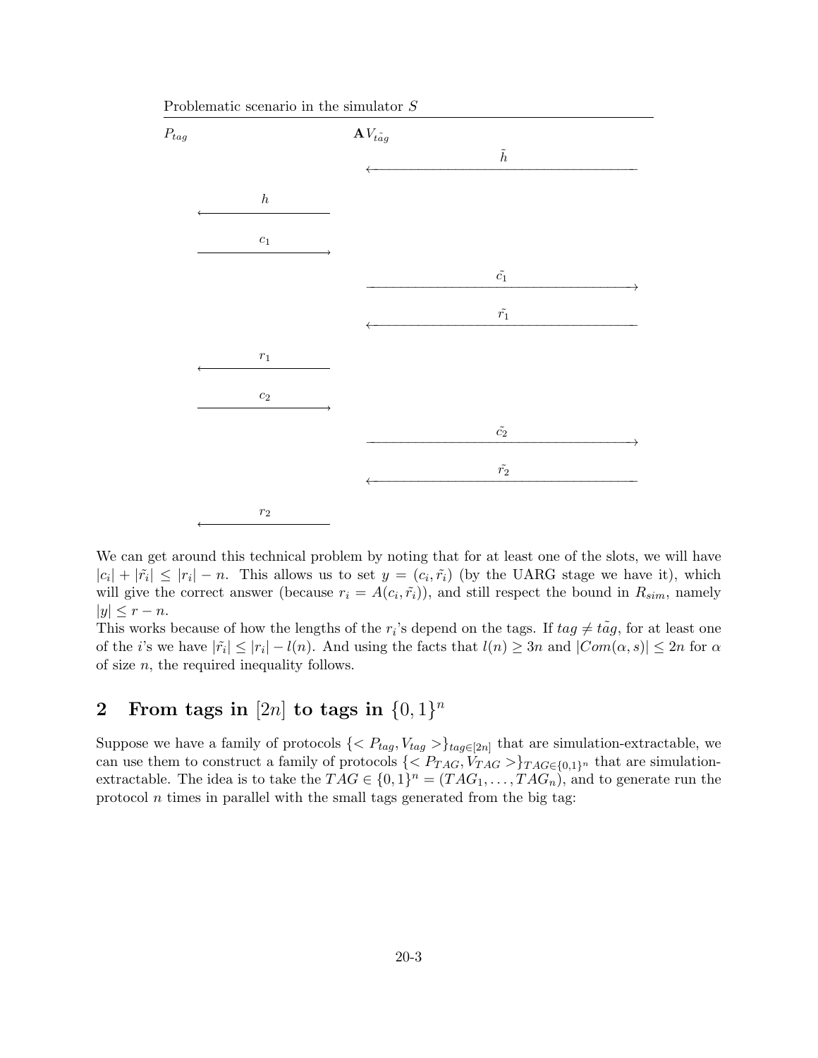Problematic scenario in the simulator $S$

| $P_{tag}$ | | $\mathbf{A} V_{\tilde{tag}}$ |
|---|---|---|
| | | $\xleftarrow{\tilde{h}}$ |
| $\xleftarrow{h}$ | | |
| $\xrightarrow{c_1}$ | | |
| | | $\xrightarrow{\tilde{c_1}}$ |
| | | $\xleftarrow{\tilde{r_1}}$ |
| $\xleftarrow{r_1}$ | | |
| $\xrightarrow{c_2}$ | | |
| | | $\xrightarrow{\tilde{c_2}}$ |
| | | $\xleftarrow{\tilde{r_2}}$ |
| $\xleftarrow{r_2}$ | | |

We can get around this technical problem by noting that for at least one of the slots, we will have $|c_i| + |\tilde{r_i}| \leq |r_i| - n$. This allows us to set $y = (c_i, \tilde{r_i})$ (by the UARG stage we have it), which will give the correct answer (because $r_i = A(c_i, \tilde{r_i})$), and still respect the bound in $R_{sim}$, namely $|y| \leq r - n$.

This works because of how the lengths of the $r_i$'s depend on the tags. If $tag \neq \tilde{tag}$, for at least one of the $i$'s we have $|\tilde{r_i}| \leq |r_i| - l(n)$. And using the facts that $l(n) \geq 3n$ and $|Com(\alpha, s)| \leq 2n$ for $\alpha$ of size $n$, the required inequality follows.

## 2 From tags in $[2n]$ to tags in $\{0,1\}^n$

Suppose we have a family of protocols $\{< P_{tag}, V_{tag} >\}_{tag \in [2n]}$ that are simulation-extractable, we can use them to construct a family of protocols $\{< P_{TAG}, V_{TAG} >\}_{TAG \in \{0,1\}^n}$ that are simulation-extractable. The idea is to take the $TAG \in \{0,1\}^n = (TAG_1, \ldots, TAG_n)$, and to generate run the protocol $n$ times in parallel with the small tags generated from the big tag: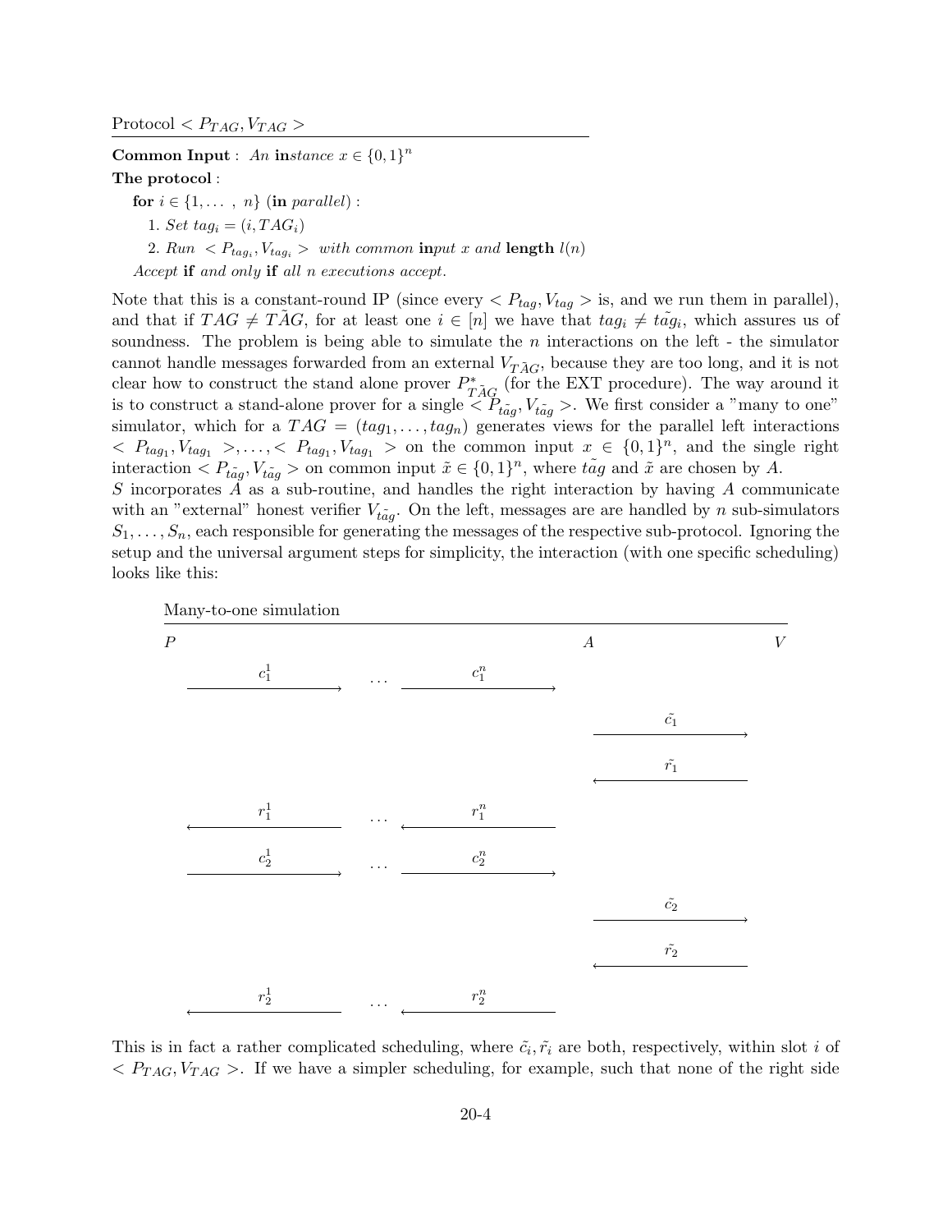Protocol $< P_{TAG}, V_{TAG} >$

**Common Input** : *An* **in***stance* $x \in \{0,1\}^n$

**The protocol** :

**for** $i \in \{1, \ldots, n\}$ (**in** *parallel*) :

1. *Set* $tag_i = (i, TAG_i)$
2. *Run* $< P_{tag_i}, V_{tag_i} >$ *with common* **in***put* $x$ *and* **length** $l(n)$

*Accept* **if** *and only* **if** *all n executions accept.*

Note that this is a constant-round IP (since every $< P_{tag}, V_{tag} >$ is, and we run them in parallel), and that if $TAG \neq \tilde{TAG}$, for at least one $i \in [n]$ we have that $tag_i \neq \tilde{tag}_i$, which assures us of soundness. The problem is being able to simulate the $n$ interactions on the left - the simulator cannot handle messages forwarded from an external $V_{\tilde{TAG}}$, because they are too long, and it is not clear how to construct the stand alone prover $P^*_{\tilde{TAG}}$ (for the EXT procedure). The way around it is to construct a stand-alone prover for a single $< P_{\tilde{tag}}, V_{\tilde{tag}} >$. We first consider a "many to one" simulator, which for a $TAG = (tag_1, \ldots, tag_n)$ generates views for the parallel left interactions $< P_{tag_1}, V_{tag_1} >, \ldots, < P_{tag_1}, V_{tag_1} >$ on the common input $x \in \{0,1\}^n$, and the single right interaction $< P_{\tilde{tag}}, V_{\tilde{tag}} >$ on common input $\tilde{x} \in \{0,1\}^n$, where $\tilde{tag}$ and $\tilde{x}$ are chosen by $A$.
$S$ incorporates $A$ as a sub-routine, and handles the right interaction by having $A$ communicate with an "external" honest verifier $V_{\tilde{tag}}$. On the left, messages are are handled by $n$ sub-simulators $S_1, \ldots, S_n$, each responsible for generating the messages of the respective sub-protocol. Ignoring the setup and the universal argument steps for simplicity, the interaction (with one specific scheduling) looks like this:

Many-to-one simulation

| $P$ | | | $A$ | | $V$ |
|---|---|---|---|---|---|
| $c_1^1 \longrightarrow$ | $\ldots$ | $c_1^n \longrightarrow$ | | | |
| | | | | $\tilde{c}_1 \longrightarrow$ | |
| | | | | $\longleftarrow \tilde{r}_1$ | |
| $\longleftarrow r_1^1$ | $\ldots$ | $\longleftarrow r_1^n$ | | | |
| $c_2^1 \longrightarrow$ | $\ldots$ | $c_2^n \longrightarrow$ | | | |
| | | | | $\tilde{c}_2 \longrightarrow$ | |
| | | | | $\longleftarrow \tilde{r}_2$ | |
| $\longleftarrow r_2^1$ | $\ldots$ | $\longleftarrow r_2^n$ | | | |

This is in fact a rather complicated scheduling, where $\tilde{c}_i, \tilde{r}_i$ are both, respectively, within slot $i$ of $< P_{TAG}, V_{TAG} >$. If we have a simpler scheduling, for example, such that none of the right side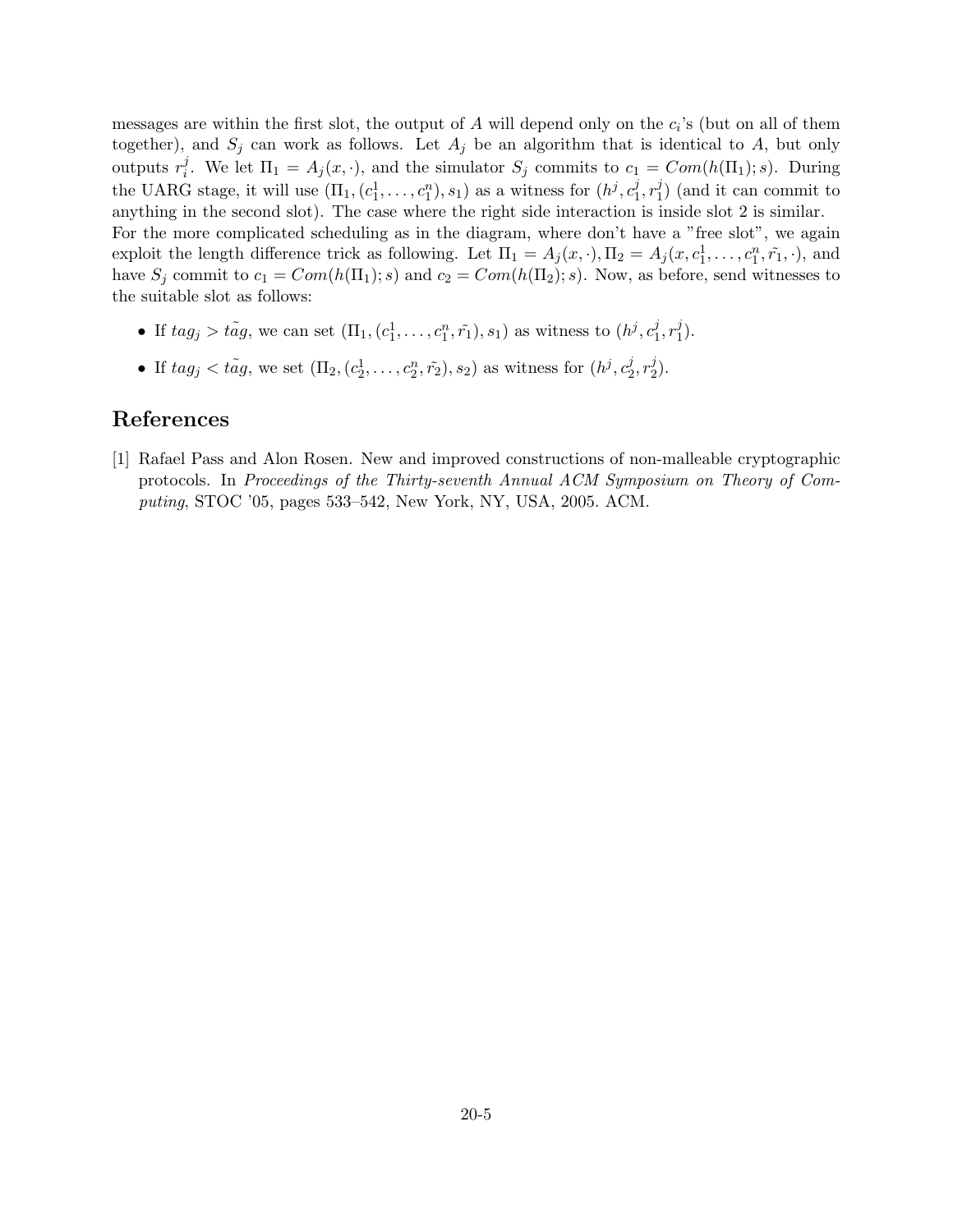messages are within the first slot, the output of $A$ will depend only on the $c_i$'s (but on all of them together), and $S_j$ can work as follows. Let $A_j$ be an algorithm that is identical to $A$, but only outputs $r_i^j$. We let $\Pi_1 = A_j(x, \cdot)$, and the simulator $S_j$ commits to $c_1 = Com(h(\Pi_1); s)$. During the UARG stage, it will use $(\Pi_1, (c_1^1, \ldots, c_1^n), s_1)$ as a witness for $(h^j, c_1^j, r_1^j)$ (and it can commit to anything in the second slot). The case where the right side interaction is inside slot 2 is similar.
For the more complicated scheduling as in the diagram, where don't have a "free slot", we again exploit the length difference trick as following. Let $\Pi_1 = A_j(x, \cdot), \Pi_2 = A_j(x, c_1^1, \ldots, c_1^n, \tilde{r_1}, \cdot)$, and have $S_j$ commit to $c_1 = Com(h(\Pi_1); s)$ and $c_2 = Com(h(\Pi_2); s)$. Now, as before, send witnesses to the suitable slot as follows:

- If $tag_j > \tilde{tag}$, we can set $(\Pi_1, (c_1^1, \ldots, c_1^n, \tilde{r_1}), s_1)$ as witness to $(h^j, c_1^j, r_1^j)$.
- If $tag_j < \tilde{tag}$, we set $(\Pi_2, (c_2^1, \ldots, c_2^n, \tilde{r_2}), s_2)$ as witness for $(h^j, c_2^j, r_2^j)$.

## References

[1] Rafael Pass and Alon Rosen. New and improved constructions of non-malleable cryptographic protocols. In *Proceedings of the Thirty-seventh Annual ACM Symposium on Theory of Computing*, STOC '05, pages 533–542, New York, NY, USA, 2005. ACM.